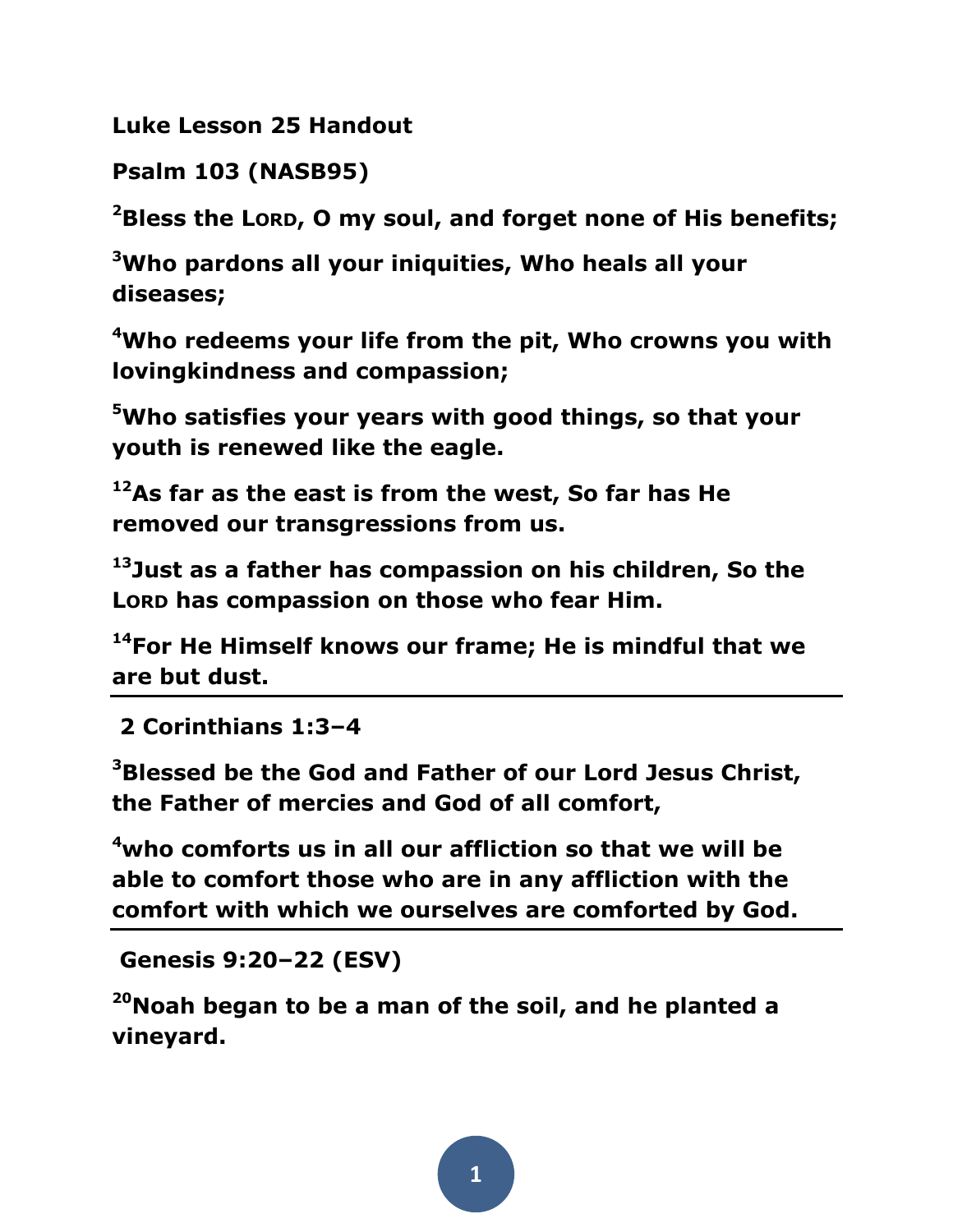**Luke Lesson 25 Handout**

**Psalm 103 (NASB95)**

**[2]Bless the LORD, O my soul, and forget none of His benefits;**

**[3]Who pardons all your iniquities, Who heals all your diseases;**

**[4]Who redeems your life from the pit, Who crowns you with lovingkindness and compassion;**

**[5]Who satisfies your years with good things, so that your youth is renewed like the eagle.**

**[12]As far as the east is from the west, So far has He removed our transgressions from us.**

**[13]Just as a father has compassion on his children, So the LORD has compassion on those who fear Him.**

**[14]For He Himself knows our frame; He is mindful that we are but dust.**

---

**2 Corinthians 1:3–4**

**[3]Blessed be the God and Father of our Lord Jesus Christ, the Father of mercies and God of all comfort,**

**[4]who comforts us in all our affliction so that we will be able to comfort those who are in any affliction with the comfort with which we ourselves are comforted by God.**

---

**Genesis 9:20–22 (ESV)**

**[20]Noah began to be a man of the soil, and he planted a vineyard.**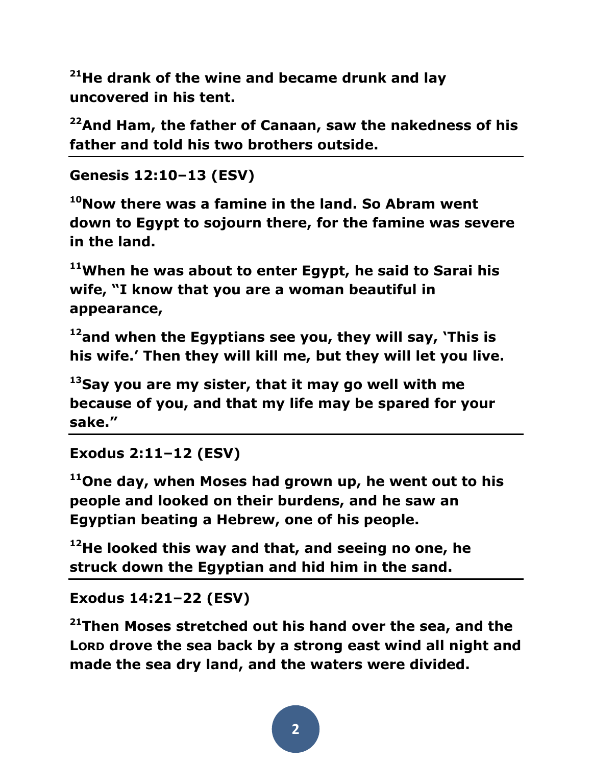**[21]He drank of the wine and became drunk and lay uncovered in his tent.**

**[22]And Ham, the father of Canaan, saw the nakedness of his father and told his two brothers outside.**

---

**Genesis 12:10–13 (ESV)**

**[10]Now there was a famine in the land. So Abram went down to Egypt to sojourn there, for the famine was severe in the land.**

**[11]When he was about to enter Egypt, he said to Sarai his wife, "I know that you are a woman beautiful in appearance,**

**[12]and when the Egyptians see you, they will say, 'This is his wife.' Then they will kill me, but they will let you live.**

**[13]Say you are my sister, that it may go well with me because of you, and that my life may be spared for your sake."**

---

**Exodus 2:11–12 (ESV)**

**[11]One day, when Moses had grown up, he went out to his people and looked on their burdens, and he saw an Egyptian beating a Hebrew, one of his people.**

**[12]He looked this way and that, and seeing no one, he struck down the Egyptian and hid him in the sand.**

---

**Exodus 14:21–22 (ESV)**

**[21]Then Moses stretched out his hand over the sea, and the LORD drove the sea back by a strong east wind all night and made the sea dry land, and the waters were divided.**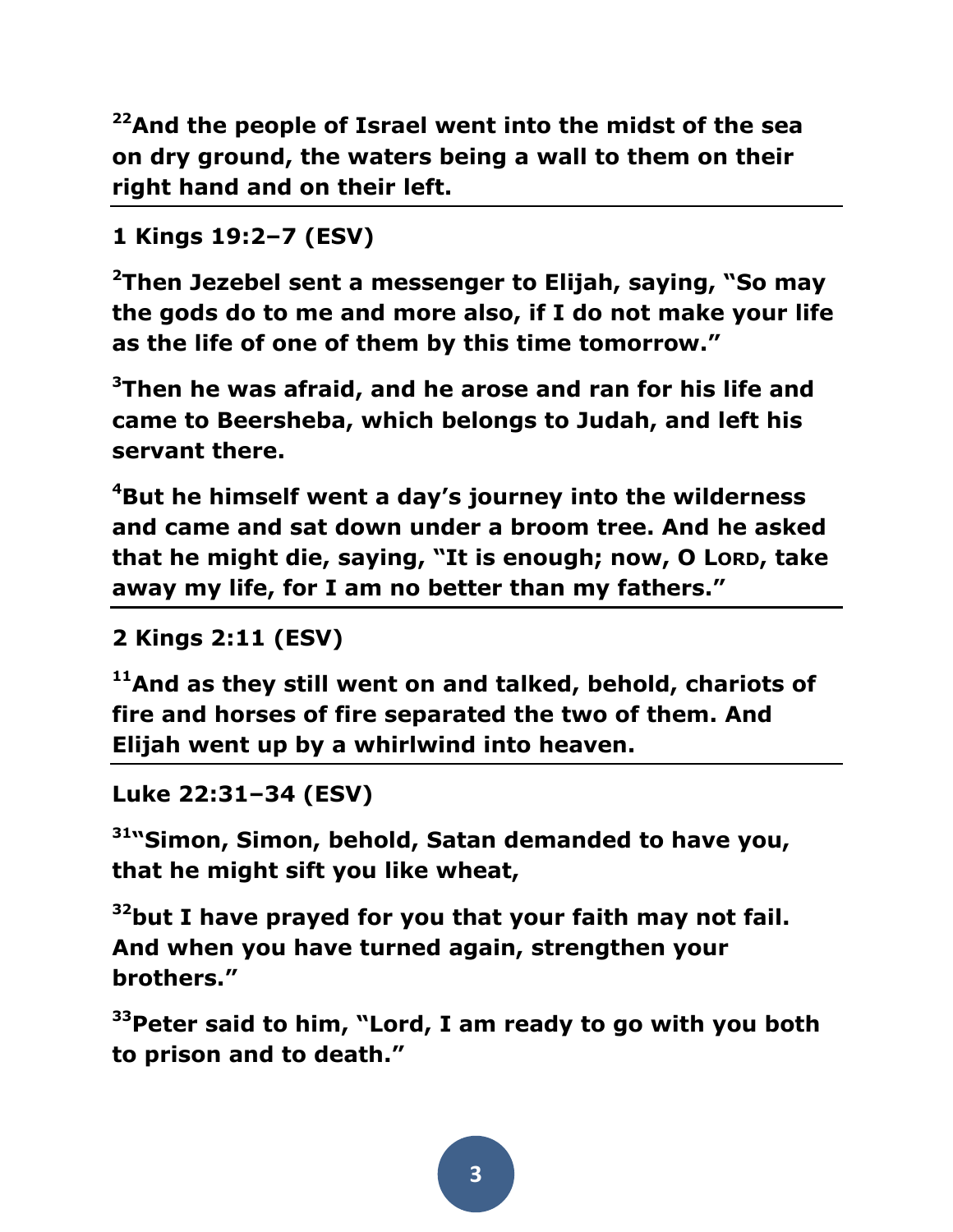**[22]And the people of Israel went into the midst of the sea on dry ground, the waters being a wall to them on their right hand and on their left.**

---

**1 Kings 19:2–7 (ESV)**

**[2]Then Jezebel sent a messenger to Elijah, saying, "So may the gods do to me and more also, if I do not make your life as the life of one of them by this time tomorrow."**

**[3]Then he was afraid, and he arose and ran for his life and came to Beersheba, which belongs to Judah, and left his servant there.**

**[4]But he himself went a day's journey into the wilderness and came and sat down under a broom tree. And he asked that he might die, saying, "It is enough; now, O LORD, take away my life, for I am no better than my fathers."**

---

**2 Kings 2:11 (ESV)**

**[11]And as they still went on and talked, behold, chariots of fire and horses of fire separated the two of them. And Elijah went up by a whirlwind into heaven.**

---

**Luke 22:31–34 (ESV)**

**[31]"Simon, Simon, behold, Satan demanded to have you, that he might sift you like wheat,**

**[32]but I have prayed for you that your faith may not fail. And when you have turned again, strengthen your brothers."**

**[33]Peter said to him, "Lord, I am ready to go with you both to prison and to death."**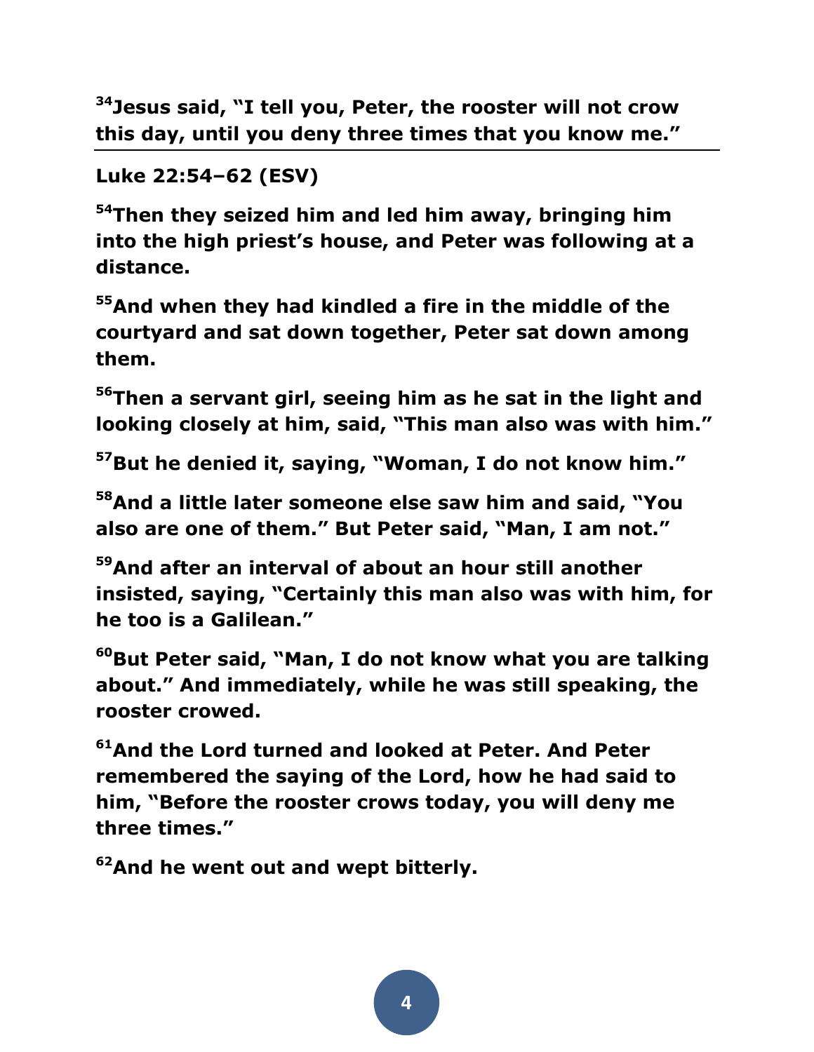**[34] Jesus said, "I tell you, Peter, the rooster will not crow this day, until you deny three times that you know me."**

---

**Luke 22:54–62 (ESV)**

**[54] Then they seized him and led him away, bringing him into the high priest's house, and Peter was following at a distance.**

**[55] And when they had kindled a fire in the middle of the courtyard and sat down together, Peter sat down among them.**

**[56] Then a servant girl, seeing him as he sat in the light and looking closely at him, said, "This man also was with him."**

**[57] But he denied it, saying, "Woman, I do not know him."**

**[58] And a little later someone else saw him and said, "You also are one of them." But Peter said, "Man, I am not."**

**[59] And after an interval of about an hour still another insisted, saying, "Certainly this man also was with him, for he too is a Galilean."**

**[60] But Peter said, "Man, I do not know what you are talking about." And immediately, while he was still speaking, the rooster crowed.**

**[61] And the Lord turned and looked at Peter. And Peter remembered the saying of the Lord, how he had said to him, "Before the rooster crows today, you will deny me three times."**

**[62] And he went out and wept bitterly.**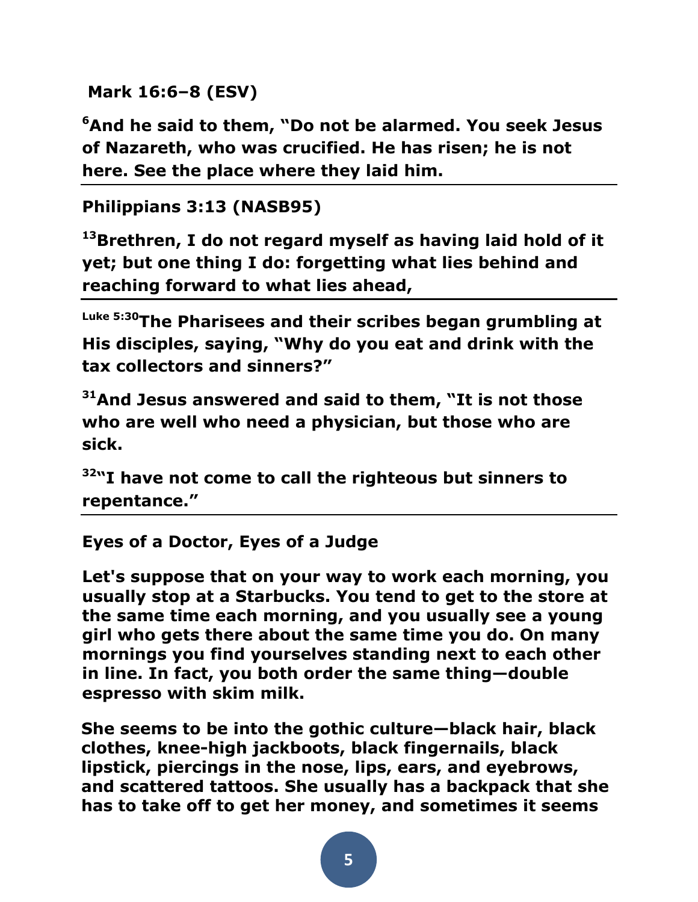**Mark 16:6–8 (ESV)**

**[6]And he said to them, "Do not be alarmed. You seek Jesus of Nazareth, who was crucified. He has risen; he is not here. See the place where they laid him.**

---

**Philippians 3:13 (NASB95)**

**[13]Brethren, I do not regard myself as having laid hold of it yet; but one thing I do: forgetting what lies behind and reaching forward to what lies ahead,**

---

**[Luke 5:30]The Pharisees and their scribes began grumbling at His disciples, saying, "Why do you eat and drink with the tax collectors and sinners?"**

**[31]And Jesus answered and said to them, "It is not those who are well who need a physician, but those who are sick.**

**[32]"I have not come to call the righteous but sinners to repentance."**

---

**Eyes of a Doctor, Eyes of a Judge**

**Let's suppose that on your way to work each morning, you usually stop at a Starbucks. You tend to get to the store at the same time each morning, and you usually see a young girl who gets there about the same time you do. On many mornings you find yourselves standing next to each other in line. In fact, you both order the same thing—double espresso with skim milk.**

**She seems to be into the gothic culture—black hair, black clothes, knee-high jackboots, black fingernails, black lipstick, piercings in the nose, lips, ears, and eyebrows, and scattered tattoos. She usually has a backpack that she has to take off to get her money, and sometimes it seems**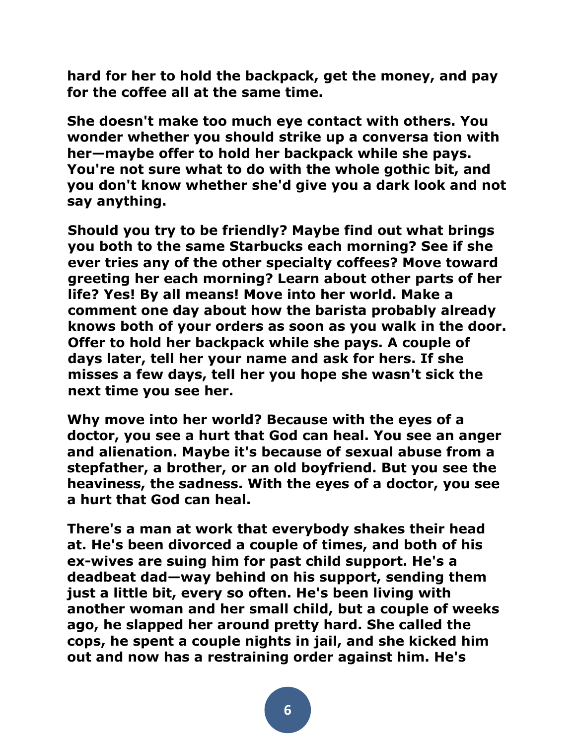hard for her to hold the backpack, get the money, and pay for the coffee all at the same time.

She doesn't make too much eye contact with others. You wonder whether you should strike up a conversa tion with her—maybe offer to hold her backpack while she pays. You're not sure what to do with the whole gothic bit, and you don't know whether she'd give you a dark look and not say anything.

Should you try to be friendly? Maybe find out what brings you both to the same Starbucks each morning? See if she ever tries any of the other specialty coffees? Move toward greeting her each morning? Learn about other parts of her life? Yes! By all means! Move into her world. Make a comment one day about how the barista probably already knows both of your orders as soon as you walk in the door. Offer to hold her backpack while she pays. A couple of days later, tell her your name and ask for hers. If she misses a few days, tell her you hope she wasn't sick the next time you see her.

Why move into her world? Because with the eyes of a doctor, you see a hurt that God can heal. You see an anger and alienation. Maybe it's because of sexual abuse from a stepfather, a brother, or an old boyfriend. But you see the heaviness, the sadness. With the eyes of a doctor, you see a hurt that God can heal.

There's a man at work that everybody shakes their head at. He's been divorced a couple of times, and both of his ex-wives are suing him for past child support. He's a deadbeat dad—way behind on his support, sending them just a little bit, every so often. He's been living with another woman and her small child, but a couple of weeks ago, he slapped her around pretty hard. She called the cops, he spent a couple nights in jail, and she kicked him out and now has a restraining order against him. He's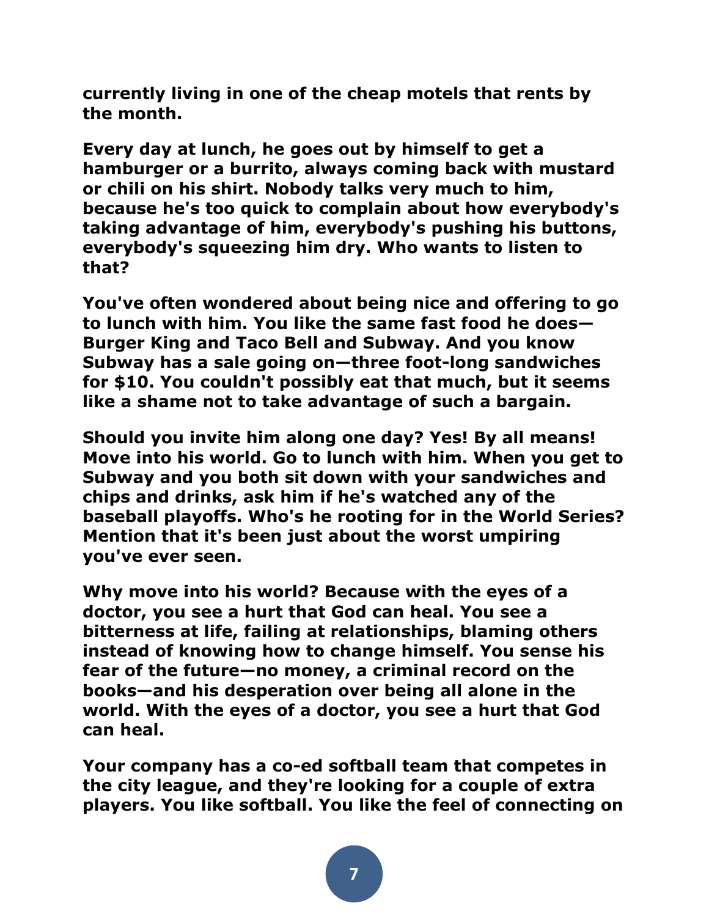**currently living in one of the cheap motels that rents by the month.**

**Every day at lunch, he goes out by himself to get a hamburger or a burrito, always coming back with mustard or chili on his shirt. Nobody talks very much to him, because he's too quick to complain about how everybody's taking advantage of him, everybody's pushing his buttons, everybody's squeezing him dry. Who wants to listen to that?**

**You've often wondered about being nice and offering to go to lunch with him. You like the same fast food he does—Burger King and Taco Bell and Subway. And you know Subway has a sale going on—three foot-long sandwiches for $10. You couldn't possibly eat that much, but it seems like a shame not to take advantage of such a bargain.**

**Should you invite him along one day? Yes! By all means! Move into his world. Go to lunch with him. When you get to Subway and you both sit down with your sandwiches and chips and drinks, ask him if he's watched any of the baseball playoffs. Who's he rooting for in the World Series? Mention that it's been just about the worst umpiring you've ever seen.**

**Why move into his world? Because with the eyes of a doctor, you see a hurt that God can heal. You see a bitterness at life, failing at relationships, blaming others instead of knowing how to change himself. You sense his fear of the future—no money, a criminal record on the books—and his desperation over being all alone in the world. With the eyes of a doctor, you see a hurt that God can heal.**

**Your company has a co-ed softball team that competes in the city league, and they're looking for a couple of extra players. You like softball. You like the feel of connecting on**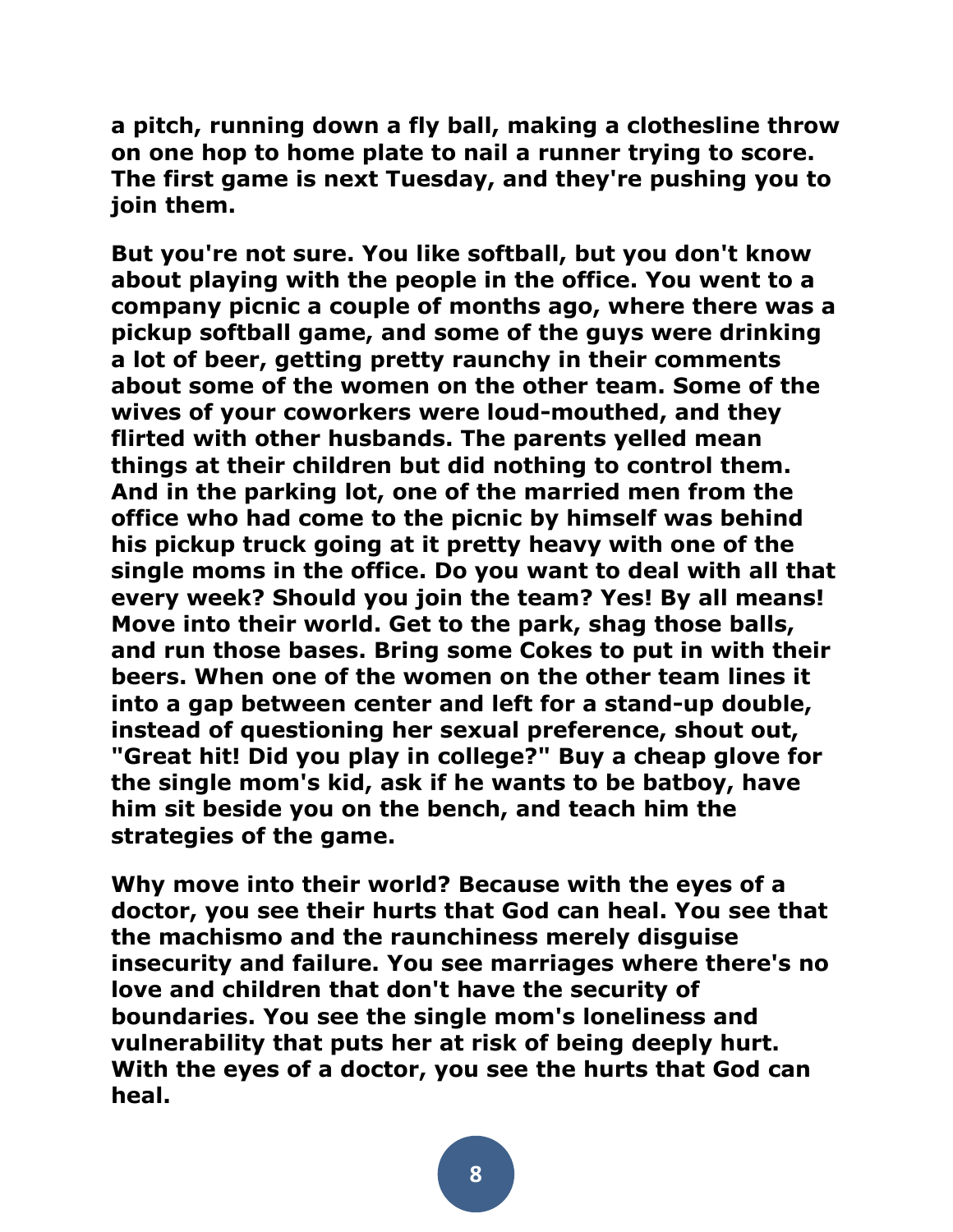a pitch, running down a fly ball, making a clothesline throw on one hop to home plate to nail a runner trying to score. The first game is next Tuesday, and they're pushing you to join them.

But you're not sure. You like softball, but you don't know about playing with the people in the office. You went to a company picnic a couple of months ago, where there was a pickup softball game, and some of the guys were drinking a lot of beer, getting pretty raunchy in their comments about some of the women on the other team. Some of the wives of your coworkers were loud-mouthed, and they flirted with other husbands. The parents yelled mean things at their children but did nothing to control them. And in the parking lot, one of the married men from the office who had come to the picnic by himself was behind his pickup truck going at it pretty heavy with one of the single moms in the office. Do you want to deal with all that every week? Should you join the team? Yes! By all means! Move into their world. Get to the park, shag those balls, and run those bases. Bring some Cokes to put in with their beers. When one of the women on the other team lines it into a gap between center and left for a stand-up double, instead of questioning her sexual preference, shout out, "Great hit! Did you play in college?" Buy a cheap glove for the single mom's kid, ask if he wants to be batboy, have him sit beside you on the bench, and teach him the strategies of the game.

Why move into their world? Because with the eyes of a doctor, you see their hurts that God can heal. You see that the machismo and the raunchiness merely disguise insecurity and failure. You see marriages where there's no love and children that don't have the security of boundaries. You see the single mom's loneliness and vulnerability that puts her at risk of being deeply hurt. With the eyes of a doctor, you see the hurts that God can heal.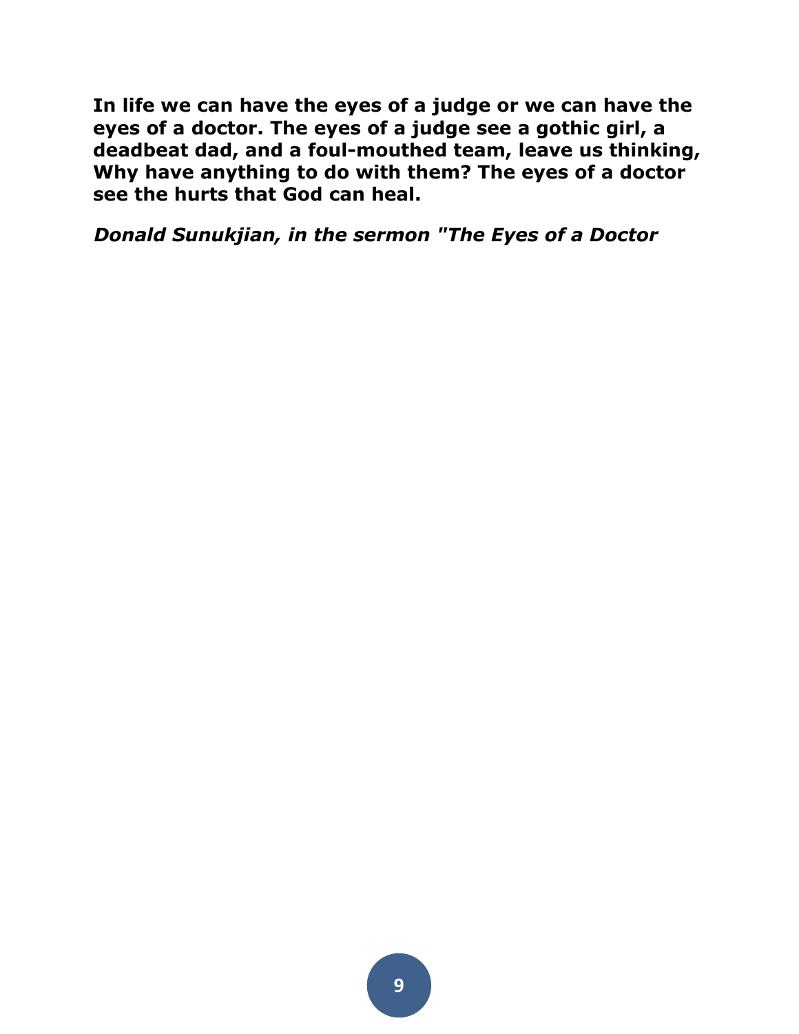**In life we can have the eyes of a judge or we can have the eyes of a doctor. The eyes of a judge see a gothic girl, a deadbeat dad, and a foul-mouthed team, leave us thinking, Why have anything to do with them? The eyes of a doctor see the hurts that God can heal.**

***Donald Sunukjian, in the sermon "The Eyes of a Doctor***